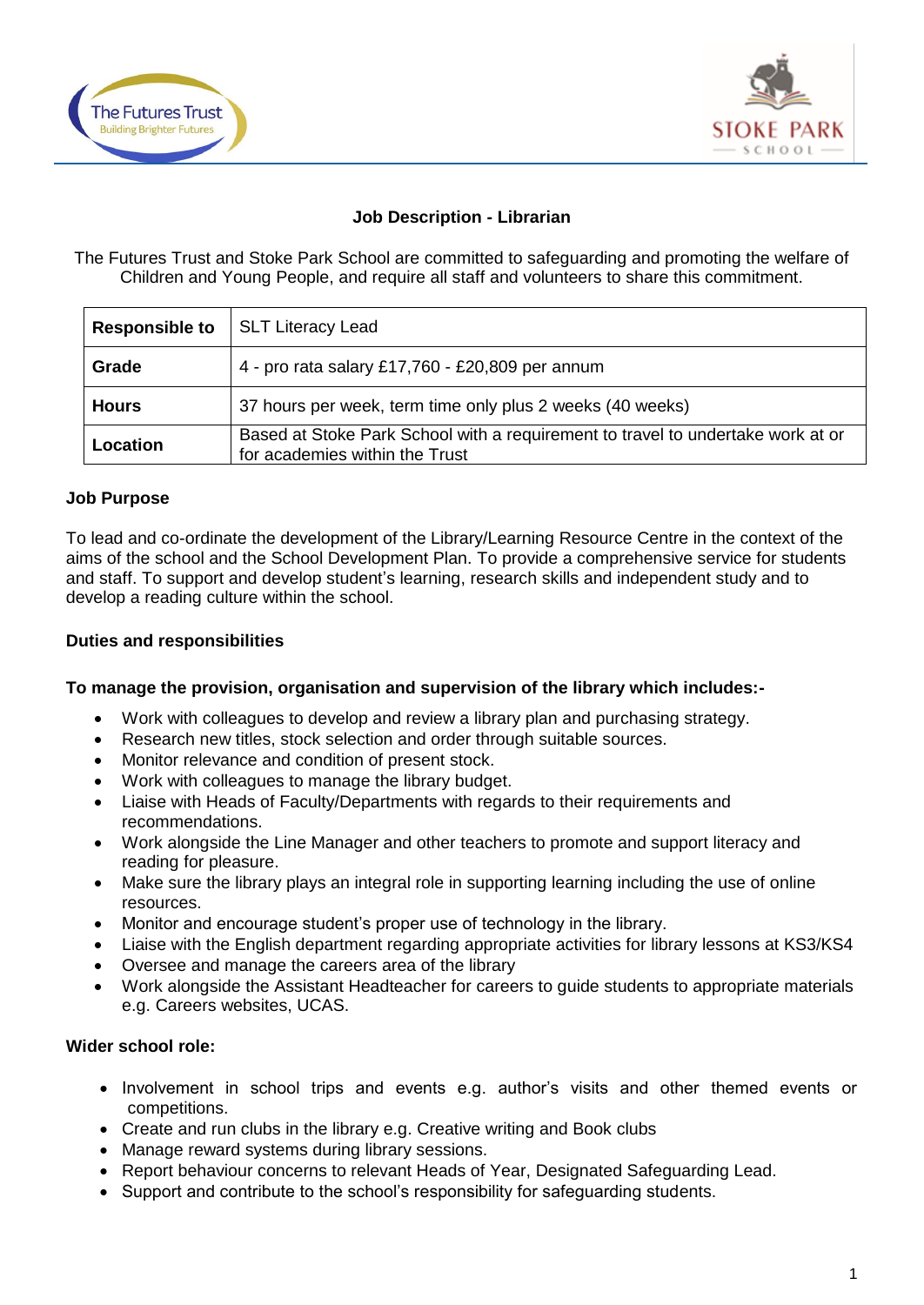# Job Description - Librarian

The Futures Trust and Stoke Park School are committed to safeguarding and promoting the welfare of Children and Young People, and require all staff and volunteers to share this commitment.

| **Responsible to** | SLT Literacy Lead |
|---|---|
| **Grade** | 4 - pro rata salary £17,760 - £20,809 per annum |
| **Hours** | 37 hours per week, term time only plus 2 weeks (40 weeks) |
| **Location** | Based at Stoke Park School with a requirement to travel to undertake work at or for academies within the Trust |

## Job Purpose

To lead and co-ordinate the development of the Library/Learning Resource Centre in the context of the aims of the school and the School Development Plan. To provide a comprehensive service for students and staff. To support and develop student's learning, research skills and independent study and to develop a reading culture within the school.

## Duties and responsibilities

**To manage the provision, organisation and supervision of the library which includes:-**

- Work with colleagues to develop and review a library plan and purchasing strategy.
- Research new titles, stock selection and order through suitable sources.
- Monitor relevance and condition of present stock.
- Work with colleagues to manage the library budget.
- Liaise with Heads of Faculty/Departments with regards to their requirements and recommendations.
- Work alongside the Line Manager and other teachers to promote and support literacy and reading for pleasure.
- Make sure the library plays an integral role in supporting learning including the use of online resources.
- Monitor and encourage student's proper use of technology in the library.
- Liaise with the English department regarding appropriate activities for library lessons at KS3/KS4
- Oversee and manage the careers area of the library
- Work alongside the Assistant Headteacher for careers to guide students to appropriate materials e.g. Careers websites, UCAS.

**Wider school role:**

- Involvement in school trips and events e.g. author's visits and other themed events or competitions.
- Create and run clubs in the library e.g. Creative writing and Book clubs
- Manage reward systems during library sessions.
- Report behaviour concerns to relevant Heads of Year, Designated Safeguarding Lead.
- Support and contribute to the school's responsibility for safeguarding students.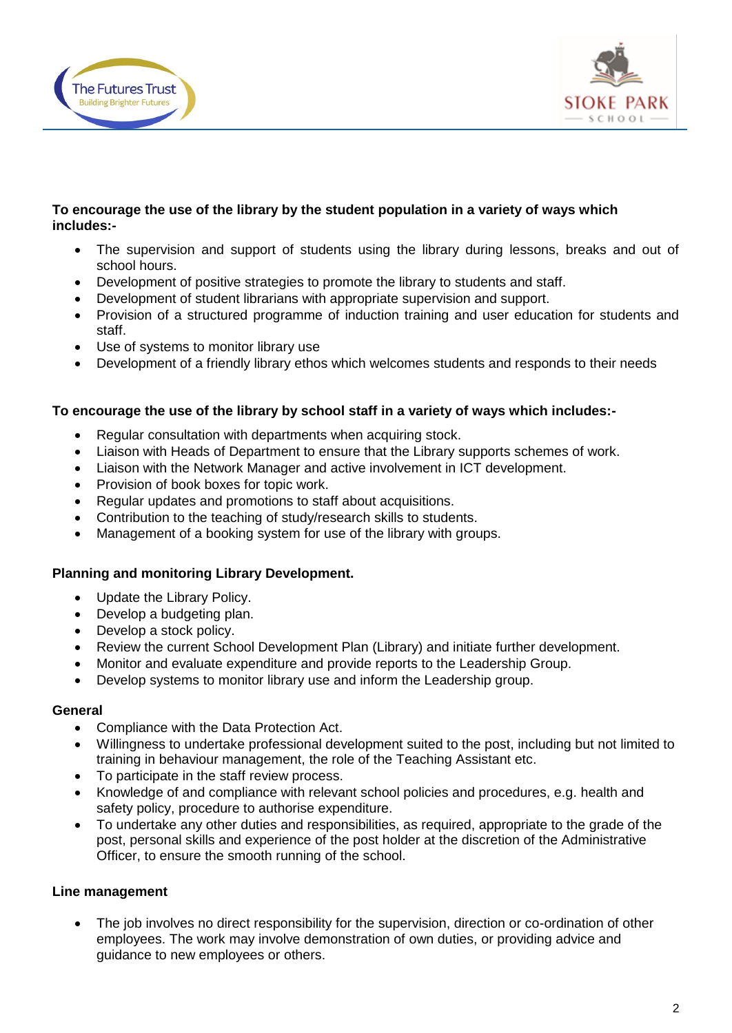**To encourage the use of the library by the student population in a variety of ways which includes:-**

- The supervision and support of students using the library during lessons, breaks and out of school hours.
- Development of positive strategies to promote the library to students and staff.
- Development of student librarians with appropriate supervision and support.
- Provision of a structured programme of induction training and user education for students and staff.
- Use of systems to monitor library use
- Development of a friendly library ethos which welcomes students and responds to their needs

**To encourage the use of the library by school staff in a variety of ways which includes:-**

- Regular consultation with departments when acquiring stock.
- Liaison with Heads of Department to ensure that the Library supports schemes of work.
- Liaison with the Network Manager and active involvement in ICT development.
- Provision of book boxes for topic work.
- Regular updates and promotions to staff about acquisitions.
- Contribution to the teaching of study/research skills to students.
- Management of a booking system for use of the library with groups.

**Planning and monitoring Library Development.**

- Update the Library Policy.
- Develop a budgeting plan.
- Develop a stock policy.
- Review the current School Development Plan (Library) and initiate further development.
- Monitor and evaluate expenditure and provide reports to the Leadership Group.
- Develop systems to monitor library use and inform the Leadership group.

**General**

- Compliance with the Data Protection Act.
- Willingness to undertake professional development suited to the post, including but not limited to training in behaviour management, the role of the Teaching Assistant etc.
- To participate in the staff review process.
- Knowledge of and compliance with relevant school policies and procedures, e.g. health and safety policy, procedure to authorise expenditure.
- To undertake any other duties and responsibilities, as required, appropriate to the grade of the post, personal skills and experience of the post holder at the discretion of the Administrative Officer, to ensure the smooth running of the school.

**Line management**

- The job involves no direct responsibility for the supervision, direction or co-ordination of other employees. The work may involve demonstration of own duties, or providing advice and guidance to new employees or others.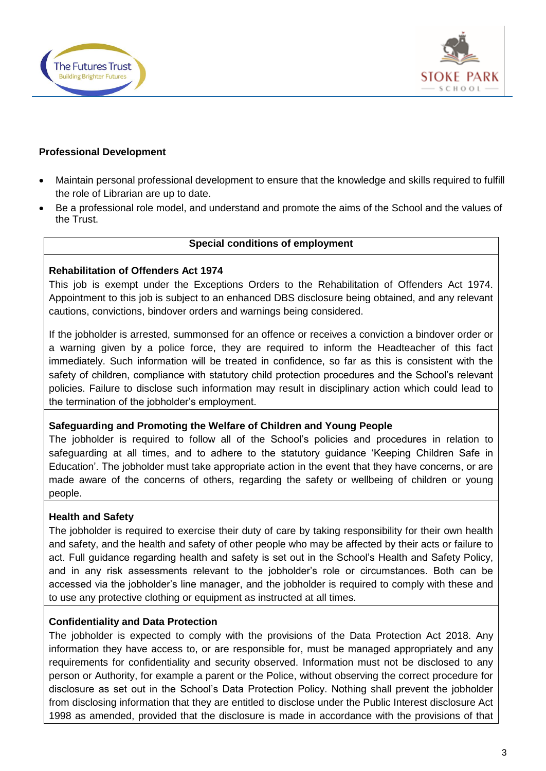**Professional Development**

- Maintain personal professional development to ensure that the knowledge and skills required to fulfill the role of Librarian are up to date.
- Be a professional role model, and understand and promote the aims of the School and the values of the Trust.

**Special conditions of employment**

**Rehabilitation of Offenders Act 1974**

This job is exempt under the Exceptions Orders to the Rehabilitation of Offenders Act 1974. Appointment to this job is subject to an enhanced DBS disclosure being obtained, and any relevant cautions, convictions, bindover orders and warnings being considered.

If the jobholder is arrested, summonsed for an offence or receives a conviction a bindover order or a warning given by a police force, they are required to inform the Headteacher of this fact immediately. Such information will be treated in confidence, so far as this is consistent with the safety of children, compliance with statutory child protection procedures and the School's relevant policies. Failure to disclose such information may result in disciplinary action which could lead to the termination of the jobholder's employment.

**Safeguarding and Promoting the Welfare of Children and Young People**

The jobholder is required to follow all of the School's policies and procedures in relation to safeguarding at all times, and to adhere to the statutory guidance 'Keeping Children Safe in Education'. The jobholder must take appropriate action in the event that they have concerns, or are made aware of the concerns of others, regarding the safety or wellbeing of children or young people.

**Health and Safety**

The jobholder is required to exercise their duty of care by taking responsibility for their own health and safety, and the health and safety of other people who may be affected by their acts or failure to act. Full guidance regarding health and safety is set out in the School's Health and Safety Policy, and in any risk assessments relevant to the jobholder's role or circumstances. Both can be accessed via the jobholder's line manager, and the jobholder is required to comply with these and to use any protective clothing or equipment as instructed at all times.

**Confidentiality and Data Protection**

The jobholder is expected to comply with the provisions of the Data Protection Act 2018. Any information they have access to, or are responsible for, must be managed appropriately and any requirements for confidentiality and security observed. Information must not be disclosed to any person or Authority, for example a parent or the Police, without observing the correct procedure for disclosure as set out in the School's Data Protection Policy. Nothing shall prevent the jobholder from disclosing information that they are entitled to disclose under the Public Interest disclosure Act 1998 as amended, provided that the disclosure is made in accordance with the provisions of that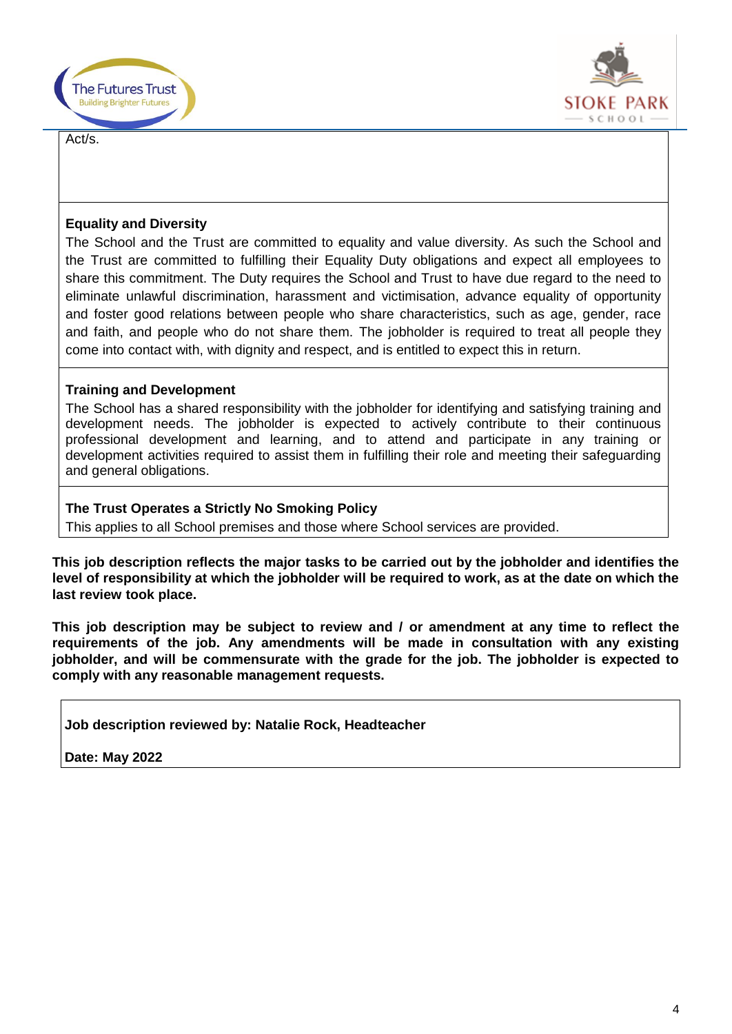Act/s.

**Equality and Diversity**

The School and the Trust are committed to equality and value diversity. As such the School and the Trust are committed to fulfilling their Equality Duty obligations and expect all employees to share this commitment. The Duty requires the School and Trust to have due regard to the need to eliminate unlawful discrimination, harassment and victimisation, advance equality of opportunity and foster good relations between people who share characteristics, such as age, gender, race and faith, and people who do not share them. The jobholder is required to treat all people they come into contact with, with dignity and respect, and is entitled to expect this in return.

**Training and Development**

The School has a shared responsibility with the jobholder for identifying and satisfying training and development needs. The jobholder is expected to actively contribute to their continuous professional development and learning, and to attend and participate in any training or development activities required to assist them in fulfilling their role and meeting their safeguarding and general obligations.

**The Trust Operates a Strictly No Smoking Policy**

This applies to all School premises and those where School services are provided.

**This job description reflects the major tasks to be carried out by the jobholder and identifies the level of responsibility at which the jobholder will be required to work, as at the date on which the last review took place.**

**This job description may be subject to review and / or amendment at any time to reflect the requirements of the job. Any amendments will be made in consultation with any existing jobholder, and will be commensurate with the grade for the job. The jobholder is expected to comply with any reasonable management requests.**

**Job description reviewed by: Natalie Rock, Headteacher**

**Date: May 2022**